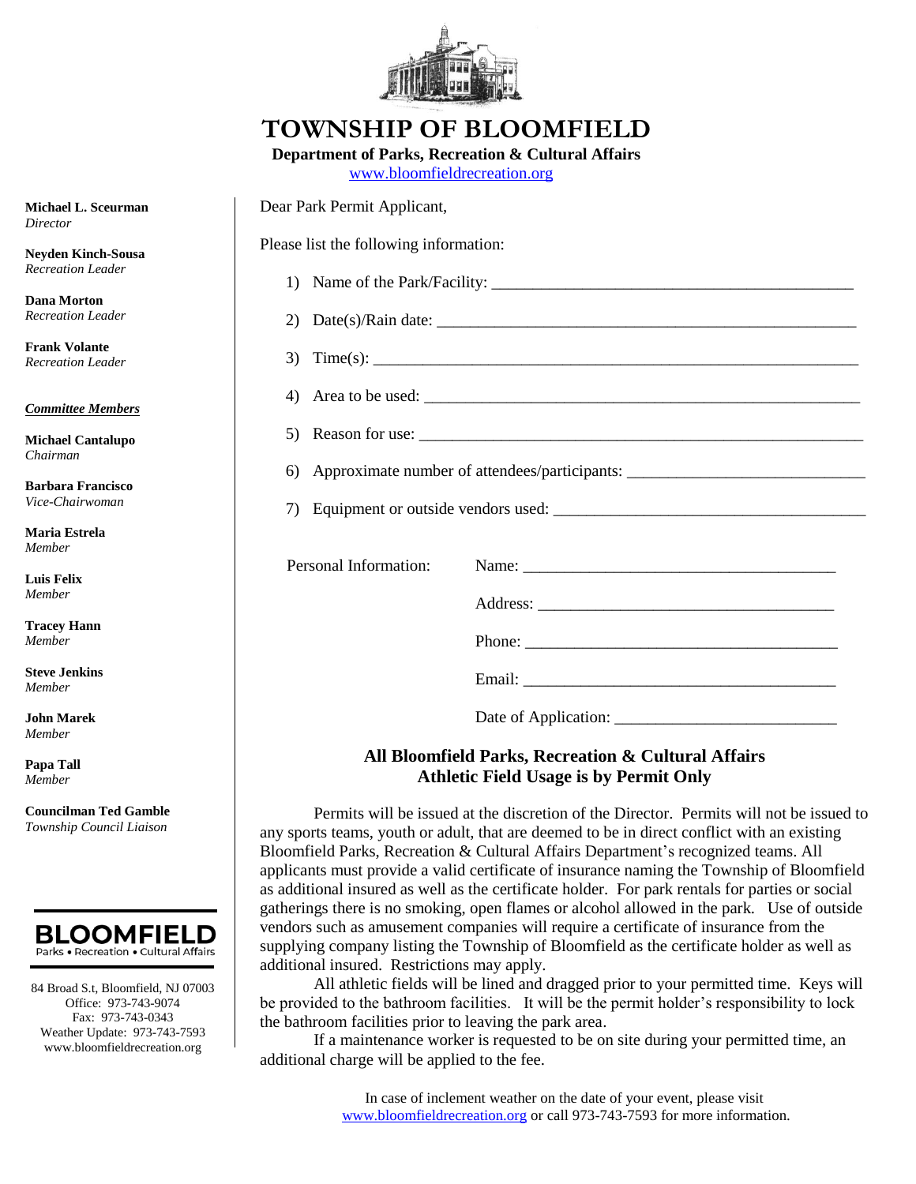# TOWNSHIP OF BLOOMFIELD

**Department of Parks, Recreation & Cultural Affairs**

www.bloomfieldrecreation.org

**Michael L. Sceurman**
*Director*

**Neyden Kinch-Sousa**
*Recreation Leader*

**Dana Morton**
*Recreation Leader*

**Frank Volante**
*Recreation Leader*

***Committee Members***

**Michael Cantalupo**
*Chairman*

**Barbara Francisco**
*Vice-Chairwoman*

**Maria Estrela**
*Member*

**Luis Felix**
*Member*

**Tracey Hann**
*Member*

**Steve Jenkins**
*Member*

**John Marek**
*Member*

**Papa Tall**
*Member*

**Councilman Ted Gamble**
*Township Council Liaison*

**BLOOMFIELD**
Parks • Recreation • Cultural Affairs

84 Broad S.t, Bloomfield, NJ 07003
Office: 973-743-9074
Fax: 973-743-0343
Weather Update: 973-743-7593
www.bloomfieldrecreation.org

---

Dear Park Permit Applicant,

Please list the following information:

1) Name of the Park/Facility: ____________________________________________
2) Date(s)/Rain date: ____________________________________________________
3) Time(s): ____________________________________________________________
4) Area to be used: _____________________________________________________
5) Reason for use: ______________________________________________________
6) Approximate number of attendees/participants: ____________________________
7) Equipment or outside vendors used: _____________________________________

Personal Information:

Name: ______________________________________

Address: ____________________________________

Phone: ______________________________________

Email: ______________________________________

Date of Application: __________________________

**All Bloomfield Parks, Recreation & Cultural Affairs Athletic Field Usage is by Permit Only**

Permits will be issued at the discretion of the Director. Permits will not be issued to any sports teams, youth or adult, that are deemed to be in direct conflict with an existing Bloomfield Parks, Recreation & Cultural Affairs Department's recognized teams. All applicants must provide a valid certificate of insurance naming the Township of Bloomfield as additional insured as well as the certificate holder. For park rentals for parties or social gatherings there is no smoking, open flames or alcohol allowed in the park. Use of outside vendors such as amusement companies will require a certificate of insurance from the supplying company listing the Township of Bloomfield as the certificate holder as well as additional insured. Restrictions may apply.

All athletic fields will be lined and dragged prior to your permitted time. Keys will be provided to the bathroom facilities. It will be the permit holder's responsibility to lock the bathroom facilities prior to leaving the park area.

If a maintenance worker is requested to be on site during your permitted time, an additional charge will be applied to the fee.

In case of inclement weather on the date of your event, please visit www.bloomfieldrecreation.org or call 973-743-7593 for more information.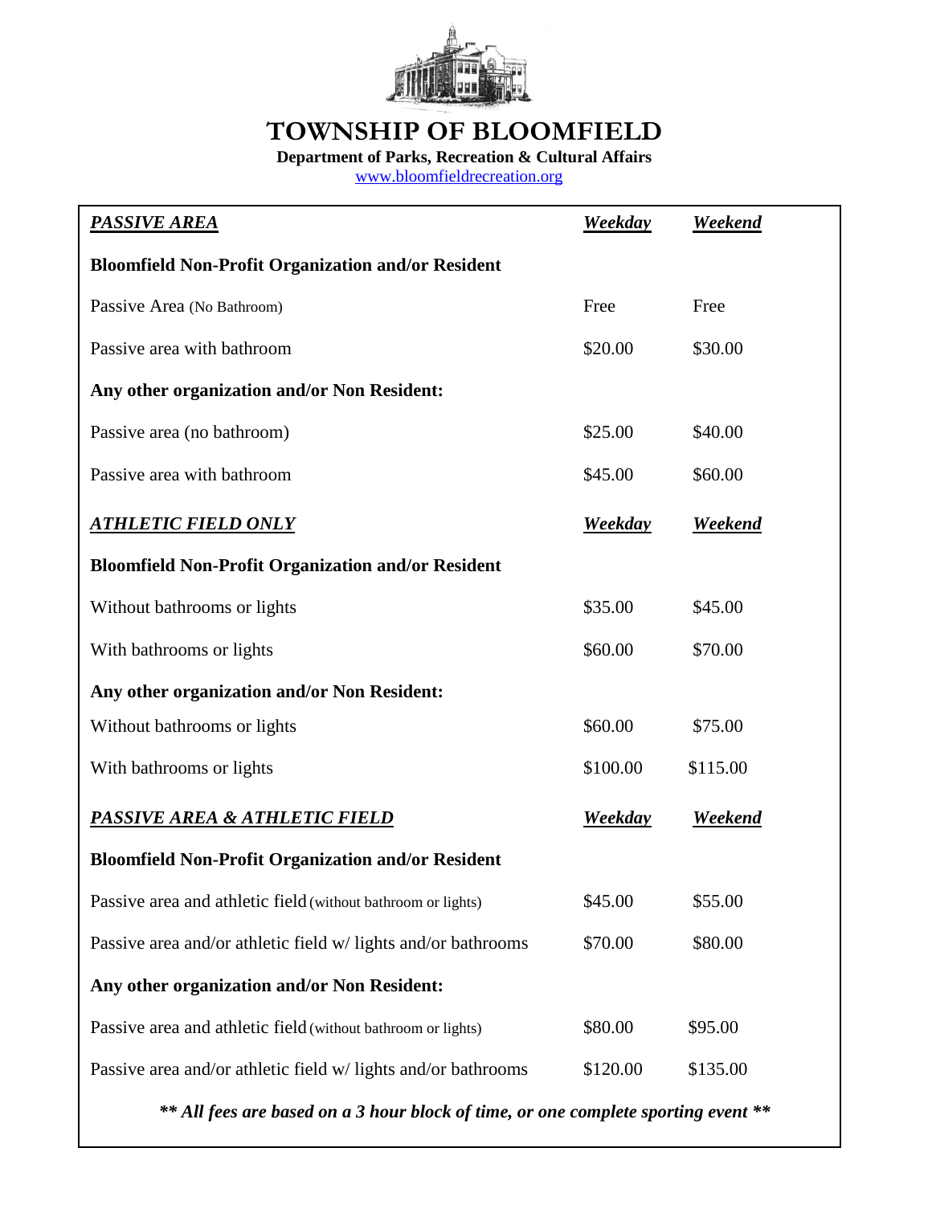# TOWNSHIP OF BLOOMFIELD

**Department of Parks, Recreation & Cultural Affairs**

www.bloomfieldrecreation.org

| ***PASSIVE AREA*** | ***Weekday*** | ***Weekend*** |
|---|---|---|
| **Bloomfield Non-Profit Organization and/or Resident** | | |
| Passive Area (No Bathroom) | Free | Free |
| Passive area with bathroom | $20.00 | $30.00 |
| **Any other organization and/or Non Resident:** | | |
| Passive area (no bathroom) | $25.00 | $40.00 |
| Passive area with bathroom | $45.00 | $60.00 |
| ***ATHLETIC FIELD ONLY*** | ***Weekday*** | ***Weekend*** |
| **Bloomfield Non-Profit Organization and/or Resident** | | |
| Without bathrooms or lights | $35.00 | $45.00 |
| With bathrooms or lights | $60.00 | $70.00 |
| **Any other organization and/or Non Resident:** | | |
| Without bathrooms or lights | $60.00 | $75.00 |
| With bathrooms or lights | $100.00 | $115.00 |
| ***PASSIVE AREA & ATHLETIC FIELD*** | ***Weekday*** | ***Weekend*** |
| **Bloomfield Non-Profit Organization and/or Resident** | | |
| Passive area and athletic field (without bathroom or lights) | $45.00 | $55.00 |
| Passive area and/or athletic field w/ lights and/or bathrooms | $70.00 | $80.00 |
| **Any other organization and/or Non Resident:** | | |
| Passive area and athletic field (without bathroom or lights) | $80.00 | $95.00 |
| Passive area and/or athletic field w/ lights and/or bathrooms | $120.00 | $135.00 |

***\*\* All fees are based on a 3 hour block of time, or one complete sporting event \*\****